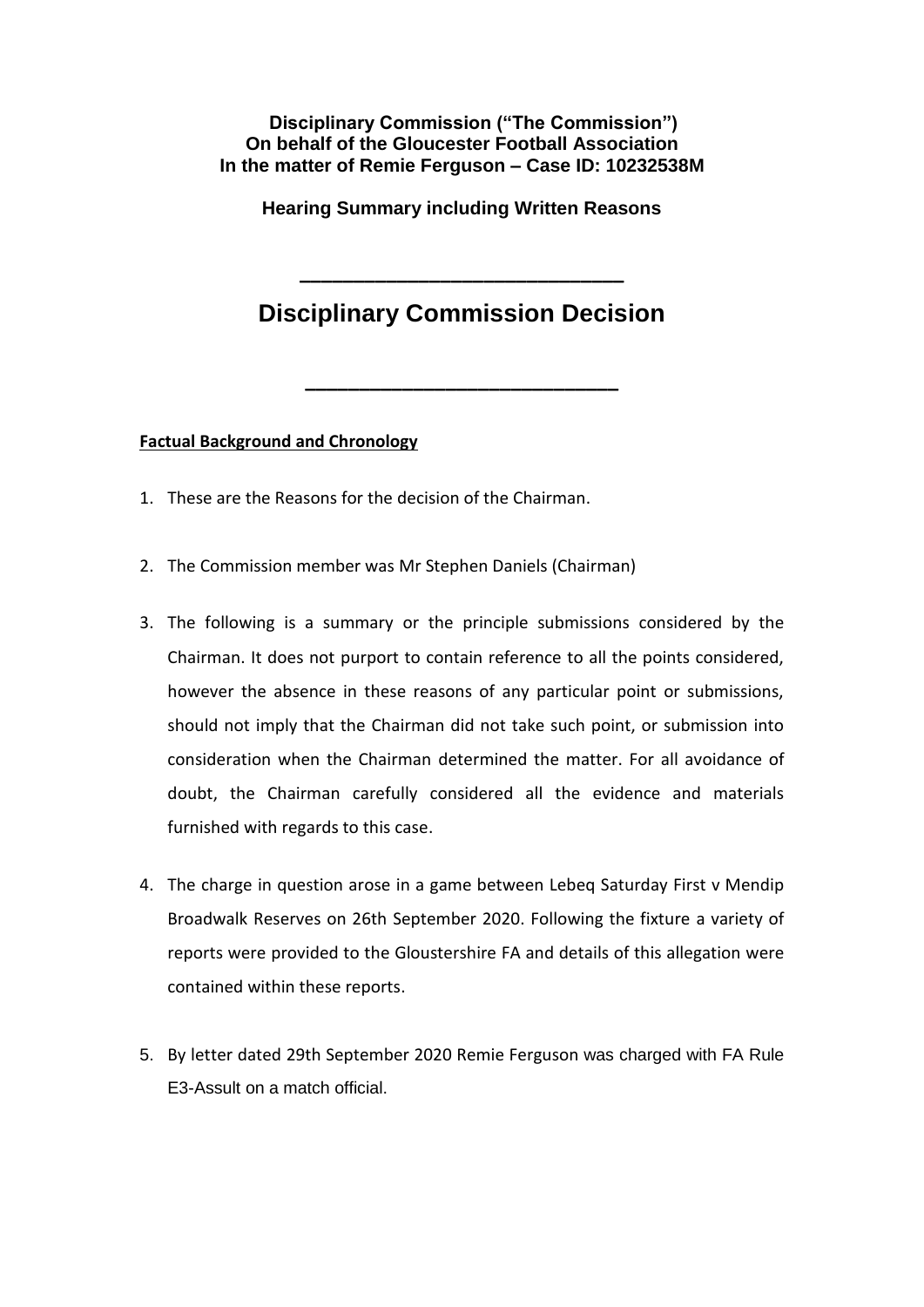**Disciplinary Commission ("The Commission")**
**On behalf of the Gloucester Football Association**
**In the matter of Remie Ferguson – Case ID: 10232538M**

**Hearing Summary including Written Reasons**

---

# Disciplinary Commission Decision

---

**Factual Background and Chronology**

1. These are the Reasons for the decision of the Chairman.

2. The Commission member was Mr Stephen Daniels (Chairman)

3. The following is a summary or the principle submissions considered by the Chairman. It does not purport to contain reference to all the points considered, however the absence in these reasons of any particular point or submissions, should not imply that the Chairman did not take such point, or submission into consideration when the Chairman determined the matter. For all avoidance of doubt, the Chairman carefully considered all the evidence and materials furnished with regards to this case.

4. The charge in question arose in a game between Lebeq Saturday First v Mendip Broadwalk Reserves on 26th September 2020. Following the fixture a variety of reports were provided to the Gloustershire FA and details of this allegation were contained within these reports.

5. By letter dated 29th September 2020 Remie Ferguson was charged with FA Rule E3-Assult on a match official.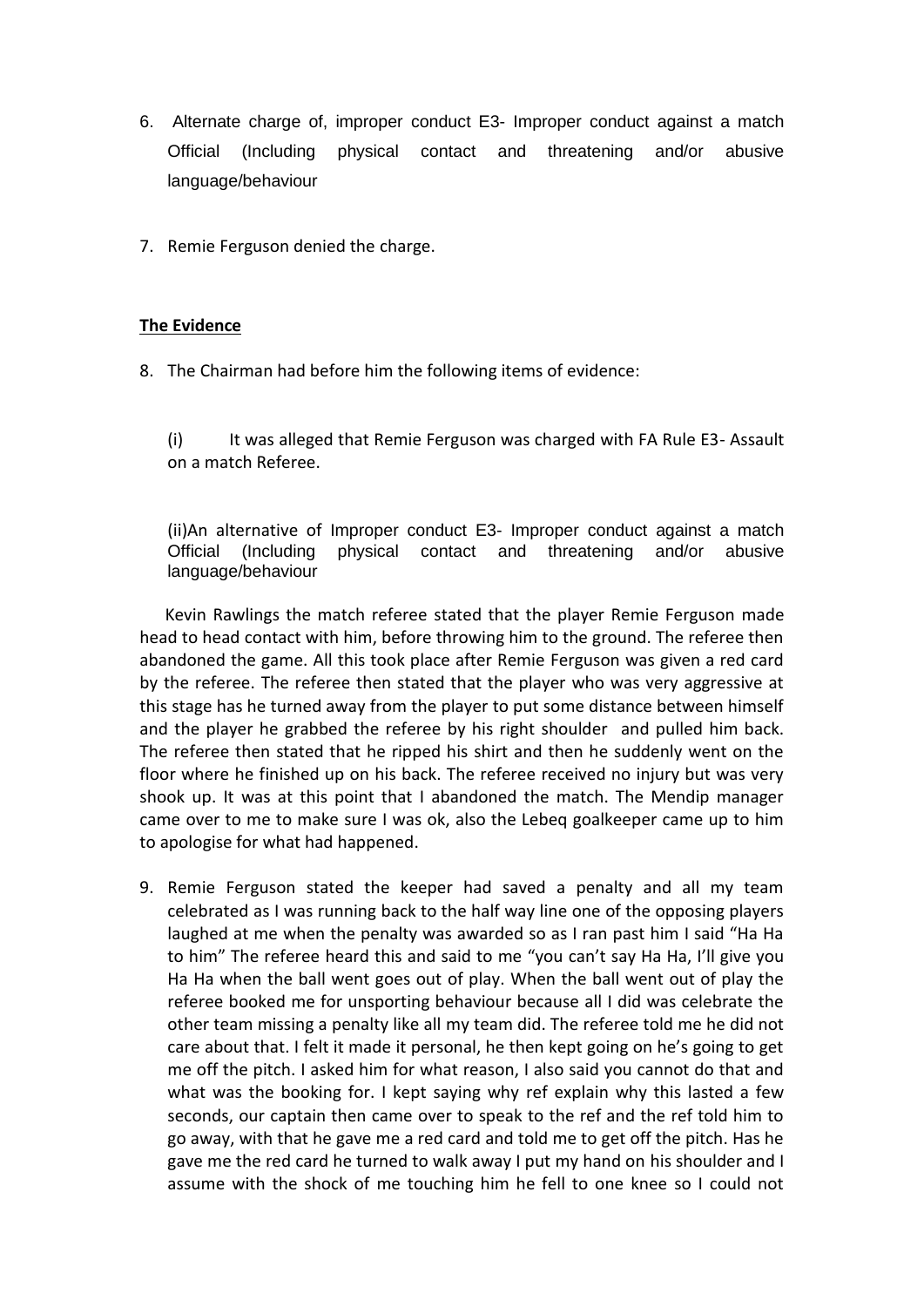6. Alternate charge of, improper conduct E3- Improper conduct against a match Official (Including physical contact and threatening and/or abusive language/behaviour

7. Remie Ferguson denied the charge.

## The Evidence

8. The Chairman had before him the following items of evidence:

   (i) It was alleged that Remie Ferguson was charged with FA Rule E3- Assault on a match Referee.

   (ii)An alternative of Improper conduct E3- Improper conduct against a match Official (Including physical contact and threatening and/or abusive language/behaviour

   Kevin Rawlings the match referee stated that the player Remie Ferguson made head to head contact with him, before throwing him to the ground. The referee then abandoned the game. All this took place after Remie Ferguson was given a red card by the referee. The referee then stated that the player who was very aggressive at this stage has he turned away from the player to put some distance between himself and the player he grabbed the referee by his right shoulder and pulled him back. The referee then stated that he ripped his shirt and then he suddenly went on the floor where he finished up on his back. The referee received no injury but was very shook up. It was at this point that I abandoned the match. The Mendip manager came over to me to make sure I was ok, also the Lebeq goalkeeper came up to him to apologise for what had happened.

9. Remie Ferguson stated the keeper had saved a penalty and all my team celebrated as I was running back to the half way line one of the opposing players laughed at me when the penalty was awarded so as I ran past him I said "Ha Ha to him" The referee heard this and said to me "you can't say Ha Ha, I'll give you Ha Ha when the ball went goes out of play. When the ball went out of play the referee booked me for unsporting behaviour because all I did was celebrate the other team missing a penalty like all my team did. The referee told me he did not care about that. I felt it made it personal, he then kept going on he's going to get me off the pitch. I asked him for what reason, I also said you cannot do that and what was the booking for. I kept saying why ref explain why this lasted a few seconds, our captain then came over to speak to the ref and the ref told him to go away, with that he gave me a red card and told me to get off the pitch. Has he gave me the red card he turned to walk away I put my hand on his shoulder and I assume with the shock of me touching him he fell to one knee so I could not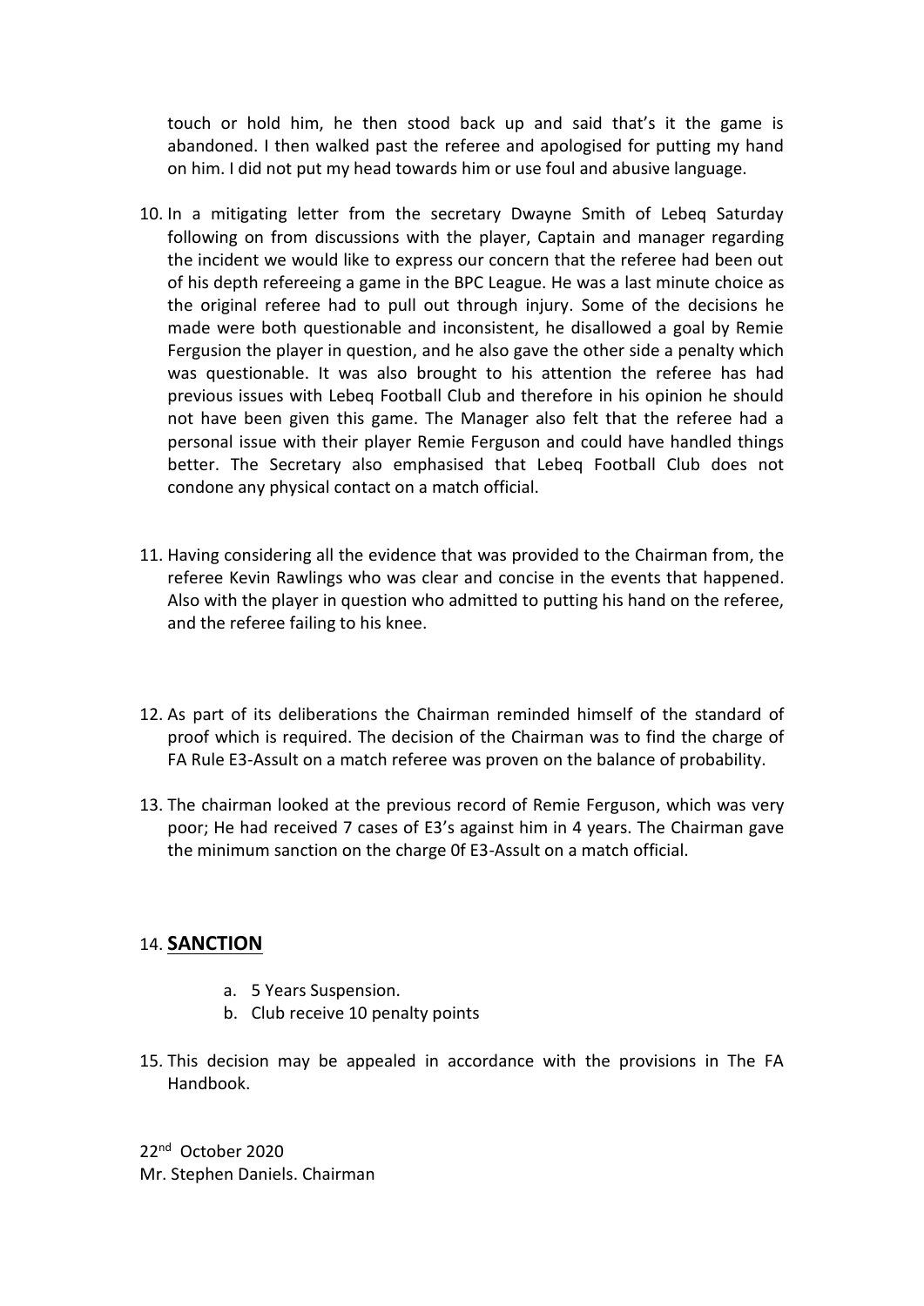touch or hold him, he then stood back up and said that's it the game is abandoned. I then walked past the referee and apologised for putting my hand on him. I did not put my head towards him or use foul and abusive language.

10. In a mitigating letter from the secretary Dwayne Smith of Lebeq Saturday following on from discussions with the player, Captain and manager regarding the incident we would like to express our concern that the referee had been out of his depth refereeing a game in the BPC League. He was a last minute choice as the original referee had to pull out through injury. Some of the decisions he made were both questionable and inconsistent, he disallowed a goal by Remie Fergusion the player in question, and he also gave the other side a penalty which was questionable. It was also brought to his attention the referee has had previous issues with Lebeq Football Club and therefore in his opinion he should not have been given this game. The Manager also felt that the referee had a personal issue with their player Remie Ferguson and could have handled things better. The Secretary also emphasised that Lebeq Football Club does not condone any physical contact on a match official.

11. Having considering all the evidence that was provided to the Chairman from, the referee Kevin Rawlings who was clear and concise in the events that happened. Also with the player in question who admitted to putting his hand on the referee, and the referee failing to his knee.

12. As part of its deliberations the Chairman reminded himself of the standard of proof which is required. The decision of the Chairman was to find the charge of FA Rule E3-Assult on a match referee was proven on the balance of probability.

13. The chairman looked at the previous record of Remie Ferguson, which was very poor; He had received 7 cases of E3's against him in 4 years. The Chairman gave the minimum sanction on the charge 0f E3-Assult on a match official.

14. **SANCTION**

    a. 5 Years Suspension.
    b. Club receive 10 penalty points

15. This decision may be appealed in accordance with the provisions in The FA Handbook.

22nd October 2020
Mr. Stephen Daniels. Chairman